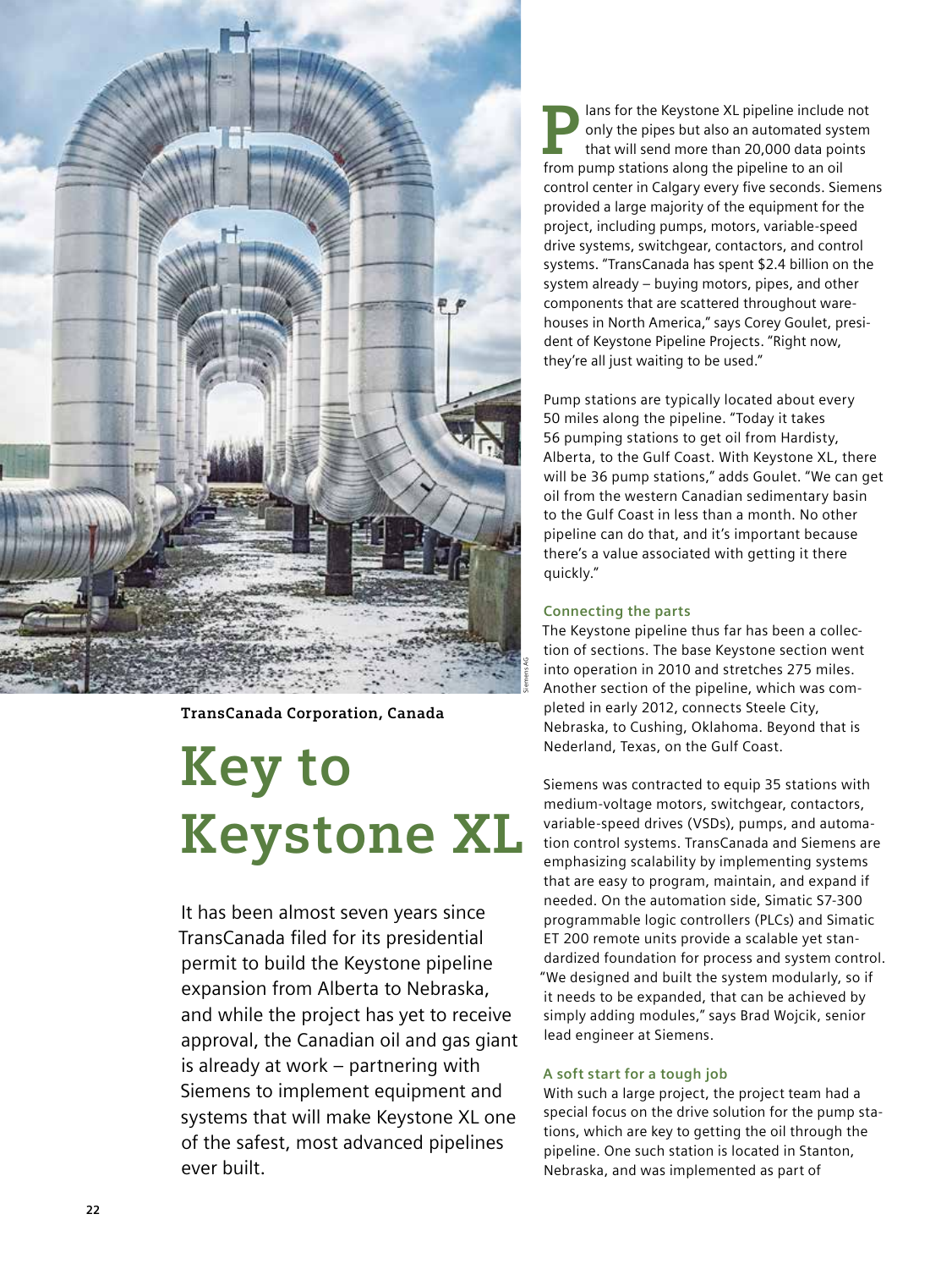TransCanada Corporation, Canada

# Key to Keystone XL

It has been almost seven years since TransCanada filed for its presidential permit to build the Keystone pipeline expansion from Alberta to Nebraska, and while the project has yet to receive approval, the Canadian oil and gas giant is already at work – partnering with Siemens to implement equipment and systems that will make Keystone XL one of the safest, most advanced pipelines ever built.

Plans for the Keystone XL pipeline include not only the pipes but also an automated system that will send more than 20,000 data points from pump stations along the pipeline to an oil control center in Calgary every five seconds. Siemens provided a large majority of the equipment for the project, including pumps, motors, variable-speed drive systems, switchgear, contactors, and control systems. "TransCanada has spent $2.4 billion on the system already – buying motors, pipes, and other components that are scattered throughout warehouses in North America," says Corey Goulet, president of Keystone Pipeline Projects. "Right now, they're all just waiting to be used."

Pump stations are typically located about every 50 miles along the pipeline. "Today it takes 56 pumping stations to get oil from Hardisty, Alberta, to the Gulf Coast. With Keystone XL, there will be 36 pump stations," adds Goulet. "We can get oil from the western Canadian sedimentary basin to the Gulf Coast in less than a month. No other pipeline can do that, and it's important because there's a value associated with getting it there quickly."

### Connecting the parts

The Keystone pipeline thus far has been a collection of sections. The base Keystone section went into operation in 2010 and stretches 275 miles. Another section of the pipeline, which was completed in early 2012, connects Steele City, Nebraska, to Cushing, Oklahoma. Beyond that is Nederland, Texas, on the Gulf Coast.

Siemens was contracted to equip 35 stations with medium-voltage motors, switchgear, contactors, variable-speed drives (VSDs), pumps, and automation control systems. TransCanada and Siemens are emphasizing scalability by implementing systems that are easy to program, maintain, and expand if needed. On the automation side, Simatic S7-300 programmable logic controllers (PLCs) and Simatic ET 200 remote units provide a scalable yet standardized foundation for process and system control. "We designed and built the system modularly, so if it needs to be expanded, that can be achieved by simply adding modules," says Brad Wojcik, senior lead engineer at Siemens.

### A soft start for a tough job

With such a large project, the project team had a special focus on the drive solution for the pump stations, which are key to getting the oil through the pipeline. One such station is located in Stanton, Nebraska, and was implemented as part of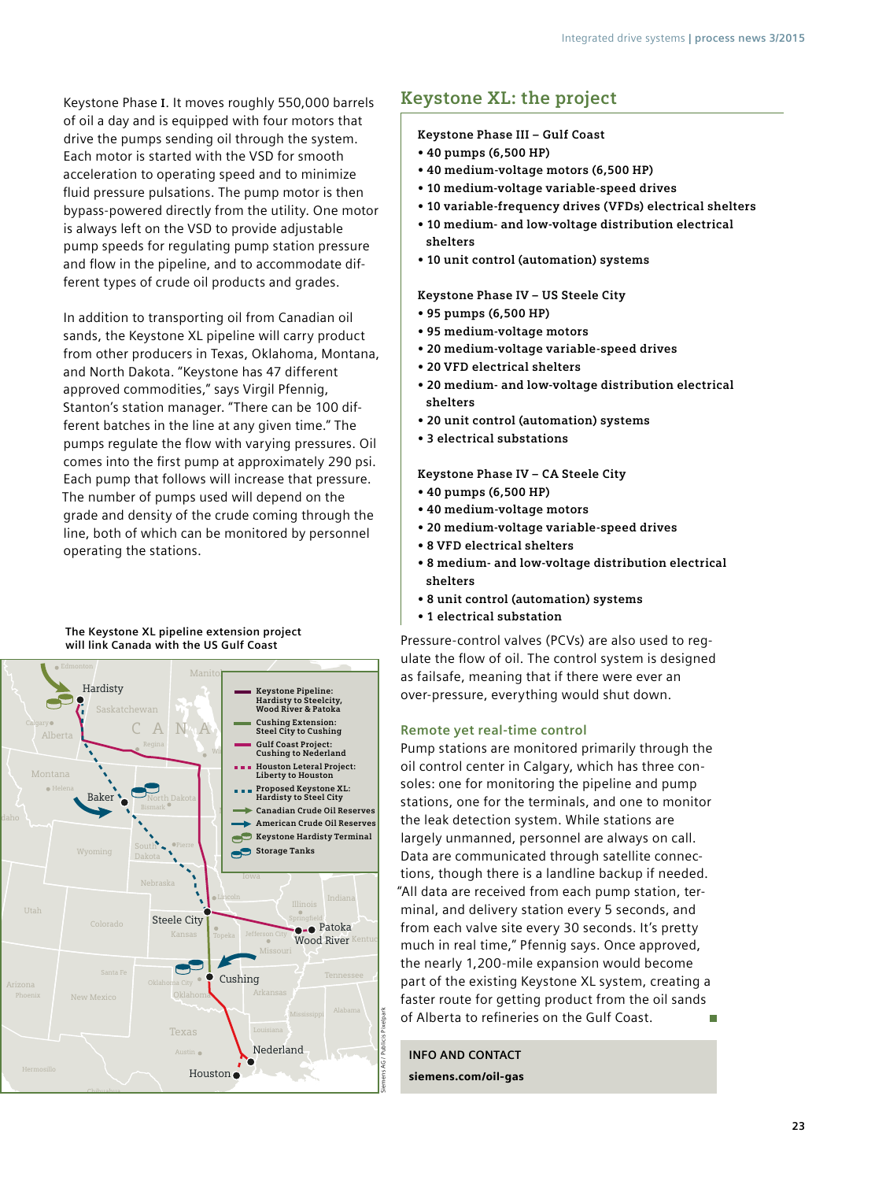Keystone Phase I. It moves roughly 550,000 barrels of oil a day and is equipped with four motors that drive the pumps sending oil through the system. Each motor is started with the VSD for smooth acceleration to operating speed and to minimize fluid pressure pulsations. The pump motor is then bypass-powered directly from the utility. One motor is always left on the VSD to provide adjustable pump speeds for regulating pump station pressure and flow in the pipeline, and to accommodate different types of crude oil products and grades.

In addition to transporting oil from Canadian oil sands, the Keystone XL pipeline will carry product from other producers in Texas, Oklahoma, Montana, and North Dakota. "Keystone has 47 different approved commodities," says Virgil Pfennig, Stanton's station manager. "There can be 100 different batches in the line at any given time." The pumps regulate the flow with varying pressures. Oil comes into the first pump at approximately 290 psi. Each pump that follows will increase that pressure. The number of pumps used will depend on the grade and density of the crude coming through the line, both of which can be monitored by personnel operating the stations.

The Keystone XL pipeline extension project will link Canada with the US Gulf Coast

Keystone Pipeline: Hardisty to Steelcity, Wood River & Patoka
Cushing Extension: Steel City to Cushing
Gulf Coast Project: Cushing to Nederland
Houston Leteral Project: Liberty to Houston
Proposed Keystone XL: Hardisty to Steel City
Canadian Crude Oil Reserves
American Crude Oil Reserves
Keystone Hardisty Terminal
Storage Tanks

Hardisty
Baker
Steele City
Patoka
Wood River
Cushing
Nederland
Houston

## Keystone XL: the project

**Keystone Phase III – Gulf Coast**

- **40 pumps (6,500 HP)**
- **40 medium-voltage motors (6,500 HP)**
- **10 medium-voltage variable-speed drives**
- **10 variable-frequency drives (VFDs) electrical shelters**
- **10 medium- and low-voltage distribution electrical shelters**
- **10 unit control (automation) systems**

**Keystone Phase IV – US Steele City**

- **95 pumps (6,500 HP)**
- **95 medium-voltage motors**
- **20 medium-voltage variable-speed drives**
- **20 VFD electrical shelters**
- **20 medium- and low-voltage distribution electrical shelters**
- **20 unit control (automation) systems**
- **3 electrical substations**

**Keystone Phase IV – CA Steele City**

- **40 pumps (6,500 HP)**
- **40 medium-voltage motors**
- **20 medium-voltage variable-speed drives**
- **8 VFD electrical shelters**
- **8 medium- and low-voltage distribution electrical shelters**
- **8 unit control (automation) systems**
- **1 electrical substation**

Pressure-control valves (PCVs) are also used to regulate the flow of oil. The control system is designed as failsafe, meaning that if there were ever an over-pressure, everything would shut down.

### Remote yet real-time control

Pump stations are monitored primarily through the oil control center in Calgary, which has three consoles: one for monitoring the pipeline and pump stations, one for the terminals, and one to monitor the leak detection system. While stations are largely unmanned, personnel are always on call. Data are communicated through satellite connections, though there is a landline backup if needed. "All data are received from each pump station, terminal, and delivery station every 5 seconds, and from each valve site every 30 seconds. It's pretty much in real time," Pfennig says. Once approved, the nearly 1,200-mile expansion would become part of the existing Keystone XL system, creating a faster route for getting product from the oil sands of Alberta to refineries on the Gulf Coast.

**INFO AND CONTACT**

**siemens.com/oil-gas**